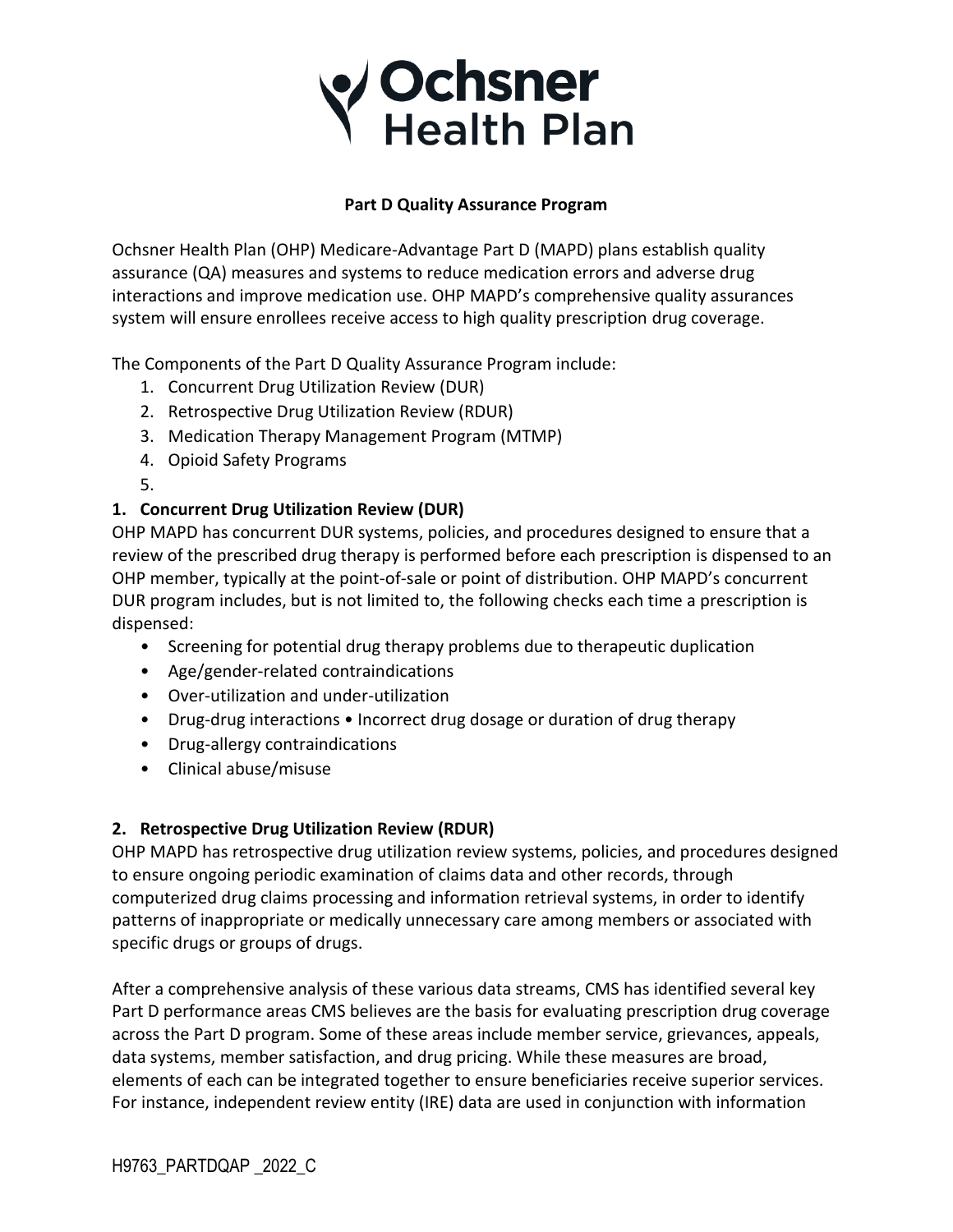Ochsner Health Plan

**Part D Quality Assurance Program**

Ochsner Health Plan (OHP) Medicare-Advantage Part D (MAPD) plans establish quality assurance (QA) measures and systems to reduce medication errors and adverse drug interactions and improve medication use. OHP MAPD's comprehensive quality assurances system will ensure enrollees receive access to high quality prescription drug coverage.

The Components of the Part D Quality Assurance Program include:

1. Concurrent Drug Utilization Review (DUR)
2. Retrospective Drug Utilization Review (RDUR)
3. Medication Therapy Management Program (MTMP)
4. Opioid Safety Programs
5. 

## 1. Concurrent Drug Utilization Review (DUR)

OHP MAPD has concurrent DUR systems, policies, and procedures designed to ensure that a review of the prescribed drug therapy is performed before each prescription is dispensed to an OHP member, typically at the point-of-sale or point of distribution. OHP MAPD's concurrent DUR program includes, but is not limited to, the following checks each time a prescription is dispensed:

- Screening for potential drug therapy problems due to therapeutic duplication
- Age/gender-related contraindications
- Over-utilization and under-utilization
- Drug-drug interactions • Incorrect drug dosage or duration of drug therapy
- Drug-allergy contraindications
- Clinical abuse/misuse

## 2. Retrospective Drug Utilization Review (RDUR)

OHP MAPD has retrospective drug utilization review systems, policies, and procedures designed to ensure ongoing periodic examination of claims data and other records, through computerized drug claims processing and information retrieval systems, in order to identify patterns of inappropriate or medically unnecessary care among members or associated with specific drugs or groups of drugs.

After a comprehensive analysis of these various data streams, CMS has identified several key Part D performance areas CMS believes are the basis for evaluating prescription drug coverage across the Part D program. Some of these areas include member service, grievances, appeals, data systems, member satisfaction, and drug pricing. While these measures are broad, elements of each can be integrated together to ensure beneficiaries receive superior services. For instance, independent review entity (IRE) data are used in conjunction with information

H9763_PARTDQAP _2022_C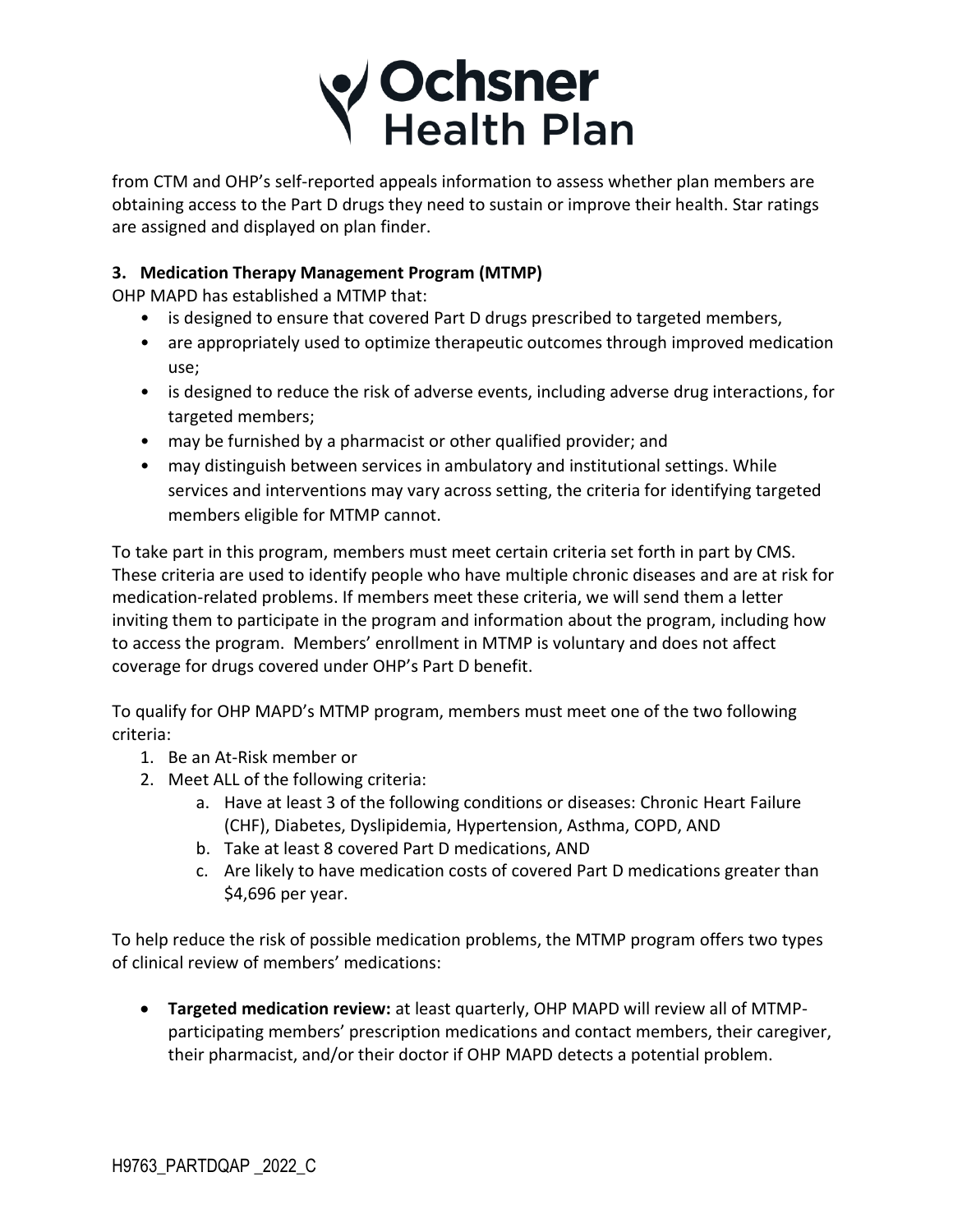from CTM and OHP's self-reported appeals information to assess whether plan members are obtaining access to the Part D drugs they need to sustain or improve their health. Star ratings are assigned and displayed on plan finder.

### 3. Medication Therapy Management Program (MTMP)

OHP MAPD has established a MTMP that:

- is designed to ensure that covered Part D drugs prescribed to targeted members,
- are appropriately used to optimize therapeutic outcomes through improved medication use;
- is designed to reduce the risk of adverse events, including adverse drug interactions, for targeted members;
- may be furnished by a pharmacist or other qualified provider; and
- may distinguish between services in ambulatory and institutional settings. While services and interventions may vary across setting, the criteria for identifying targeted members eligible for MTMP cannot.

To take part in this program, members must meet certain criteria set forth in part by CMS. These criteria are used to identify people who have multiple chronic diseases and are at risk for medication-related problems. If members meet these criteria, we will send them a letter inviting them to participate in the program and information about the program, including how to access the program. Members' enrollment in MTMP is voluntary and does not affect coverage for drugs covered under OHP's Part D benefit.

To qualify for OHP MAPD's MTMP program, members must meet one of the two following criteria:

1. Be an At-Risk member or
2. Meet ALL of the following criteria:
    a. Have at least 3 of the following conditions or diseases: Chronic Heart Failure (CHF), Diabetes, Dyslipidemia, Hypertension, Asthma, COPD, AND
    b. Take at least 8 covered Part D medications, AND
    c. Are likely to have medication costs of covered Part D medications greater than $4,696 per year.

To help reduce the risk of possible medication problems, the MTMP program offers two types of clinical review of members' medications:

- **Targeted medication review:** at least quarterly, OHP MAPD will review all of MTMP-participating members' prescription medications and contact members, their caregiver, their pharmacist, and/or their doctor if OHP MAPD detects a potential problem.

H9763_PARTDQAP _2022_C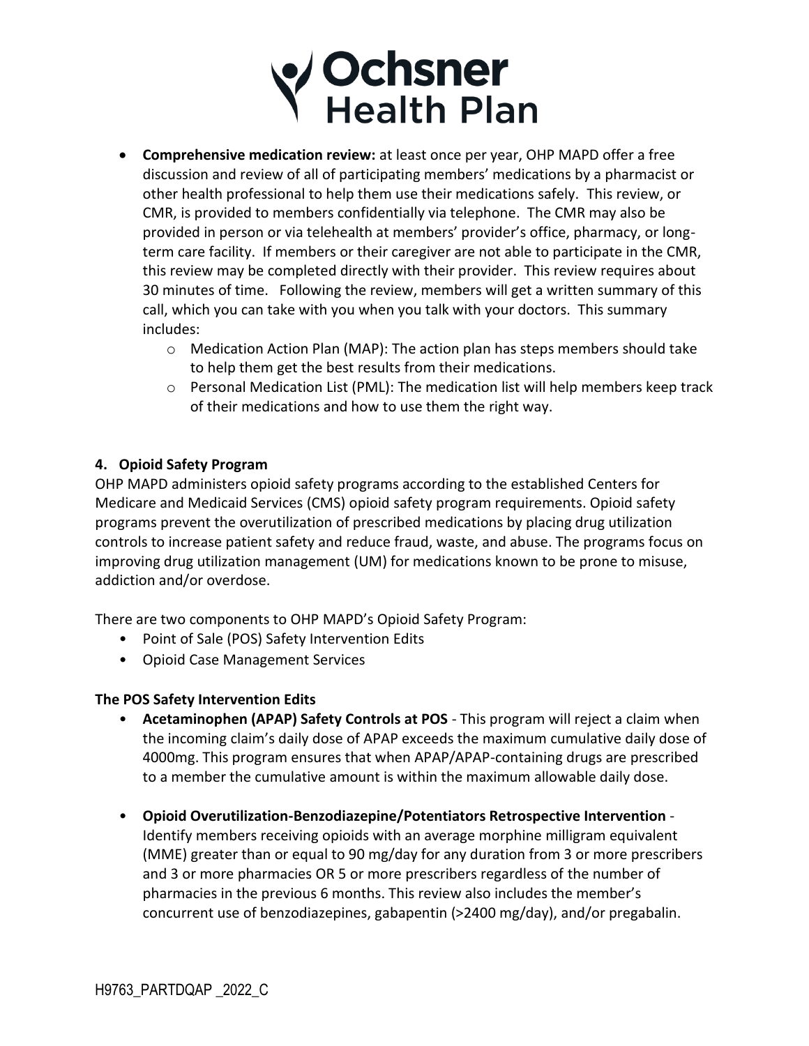- **Comprehensive medication review:** at least once per year, OHP MAPD offer a free discussion and review of all of participating members' medications by a pharmacist or other health professional to help them use their medications safely. This review, or CMR, is provided to members confidentially via telephone. The CMR may also be provided in person or via telehealth at members' provider's office, pharmacy, or long-term care facility. If members or their caregiver are not able to participate in the CMR, this review may be completed directly with their provider. This review requires about 30 minutes of time. Following the review, members will get a written summary of this call, which you can take with you when you talk with your doctors. This summary includes:
  - Medication Action Plan (MAP): The action plan has steps members should take to help them get the best results from their medications.
  - Personal Medication List (PML): The medication list will help members keep track of their medications and how to use them the right way.

### 4. Opioid Safety Program

OHP MAPD administers opioid safety programs according to the established Centers for Medicare and Medicaid Services (CMS) opioid safety program requirements. Opioid safety programs prevent the overutilization of prescribed medications by placing drug utilization controls to increase patient safety and reduce fraud, waste, and abuse. The programs focus on improving drug utilization management (UM) for medications known to be prone to misuse, addiction and/or overdose.

There are two components to OHP MAPD's Opioid Safety Program:

- Point of Sale (POS) Safety Intervention Edits
- Opioid Case Management Services

**The POS Safety Intervention Edits**

- **Acetaminophen (APAP) Safety Controls at POS** - This program will reject a claim when the incoming claim's daily dose of APAP exceeds the maximum cumulative daily dose of 4000mg. This program ensures that when APAP/APAP-containing drugs are prescribed to a member the cumulative amount is within the maximum allowable daily dose.

- **Opioid Overutilization-Benzodiazepine/Potentiators Retrospective Intervention** - Identify members receiving opioids with an average morphine milligram equivalent (MME) greater than or equal to 90 mg/day for any duration from 3 or more prescribers and 3 or more pharmacies OR 5 or more prescribers regardless of the number of pharmacies in the previous 6 months. This review also includes the member's concurrent use of benzodiazepines, gabapentin (>2400 mg/day), and/or pregabalin.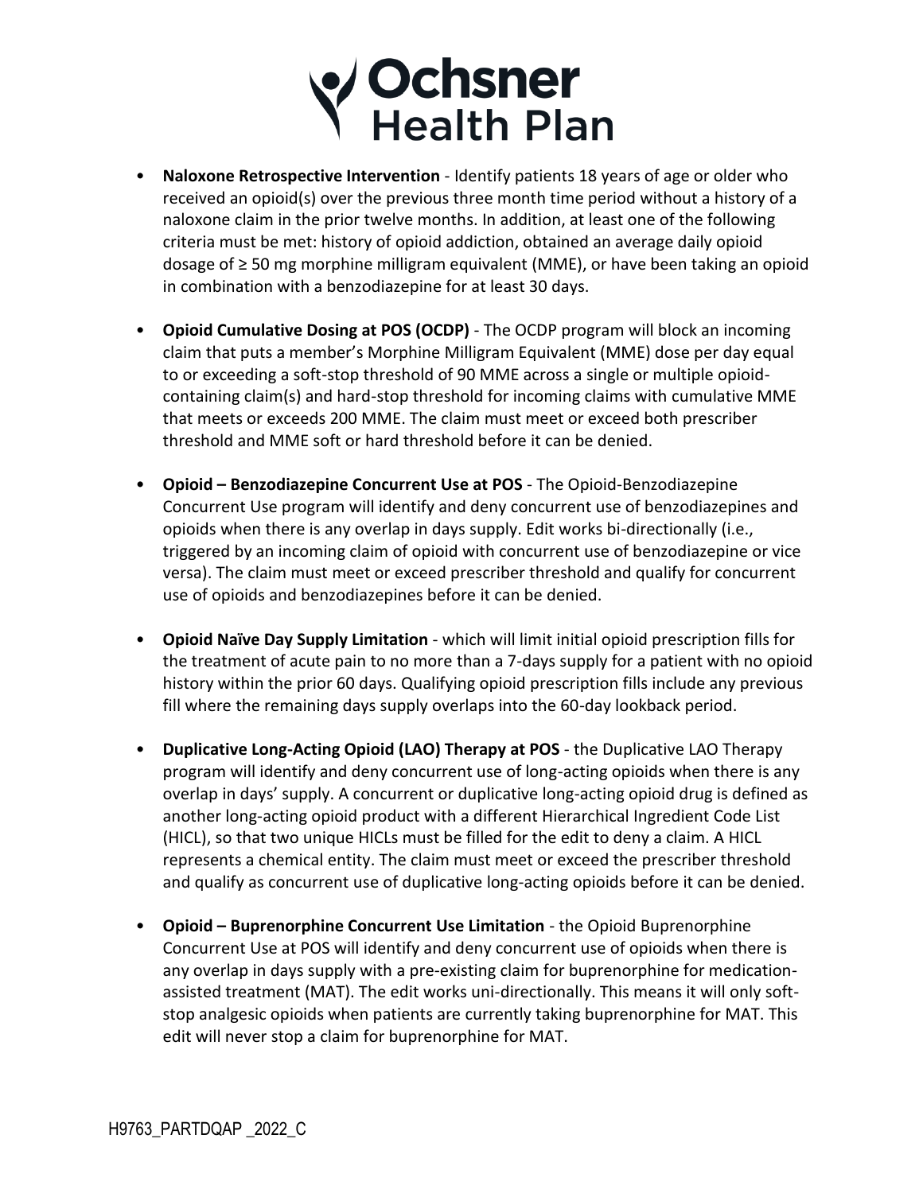- **Naloxone Retrospective Intervention** - Identify patients 18 years of age or older who received an opioid(s) over the previous three month time period without a history of a naloxone claim in the prior twelve months. In addition, at least one of the following criteria must be met: history of opioid addiction, obtained an average daily opioid dosage of ≥ 50 mg morphine milligram equivalent (MME), or have been taking an opioid in combination with a benzodiazepine for at least 30 days.

- **Opioid Cumulative Dosing at POS (OCDP)** - The OCDP program will block an incoming claim that puts a member's Morphine Milligram Equivalent (MME) dose per day equal to or exceeding a soft-stop threshold of 90 MME across a single or multiple opioid-containing claim(s) and hard-stop threshold for incoming claims with cumulative MME that meets or exceeds 200 MME. The claim must meet or exceed both prescriber threshold and MME soft or hard threshold before it can be denied.

- **Opioid – Benzodiazepine Concurrent Use at POS** - The Opioid-Benzodiazepine Concurrent Use program will identify and deny concurrent use of benzodiazepines and opioids when there is any overlap in days supply. Edit works bi-directionally (i.e., triggered by an incoming claim of opioid with concurrent use of benzodiazepine or vice versa). The claim must meet or exceed prescriber threshold and qualify for concurrent use of opioids and benzodiazepines before it can be denied.

- **Opioid Naïve Day Supply Limitation** - which will limit initial opioid prescription fills for the treatment of acute pain to no more than a 7-days supply for a patient with no opioid history within the prior 60 days. Qualifying opioid prescription fills include any previous fill where the remaining days supply overlaps into the 60-day lookback period.

- **Duplicative Long-Acting Opioid (LAO) Therapy at POS** - the Duplicative LAO Therapy program will identify and deny concurrent use of long-acting opioids when there is any overlap in days' supply. A concurrent or duplicative long-acting opioid drug is defined as another long-acting opioid product with a different Hierarchical Ingredient Code List (HICL), so that two unique HICLs must be filled for the edit to deny a claim. A HICL represents a chemical entity. The claim must meet or exceed the prescriber threshold and qualify as concurrent use of duplicative long-acting opioids before it can be denied.

- **Opioid – Buprenorphine Concurrent Use Limitation** - the Opioid Buprenorphine Concurrent Use at POS will identify and deny concurrent use of opioids when there is any overlap in days supply with a pre-existing claim for buprenorphine for medication-assisted treatment (MAT). The edit works uni-directionally. This means it will only soft-stop analgesic opioids when patients are currently taking buprenorphine for MAT. This edit will never stop a claim for buprenorphine for MAT.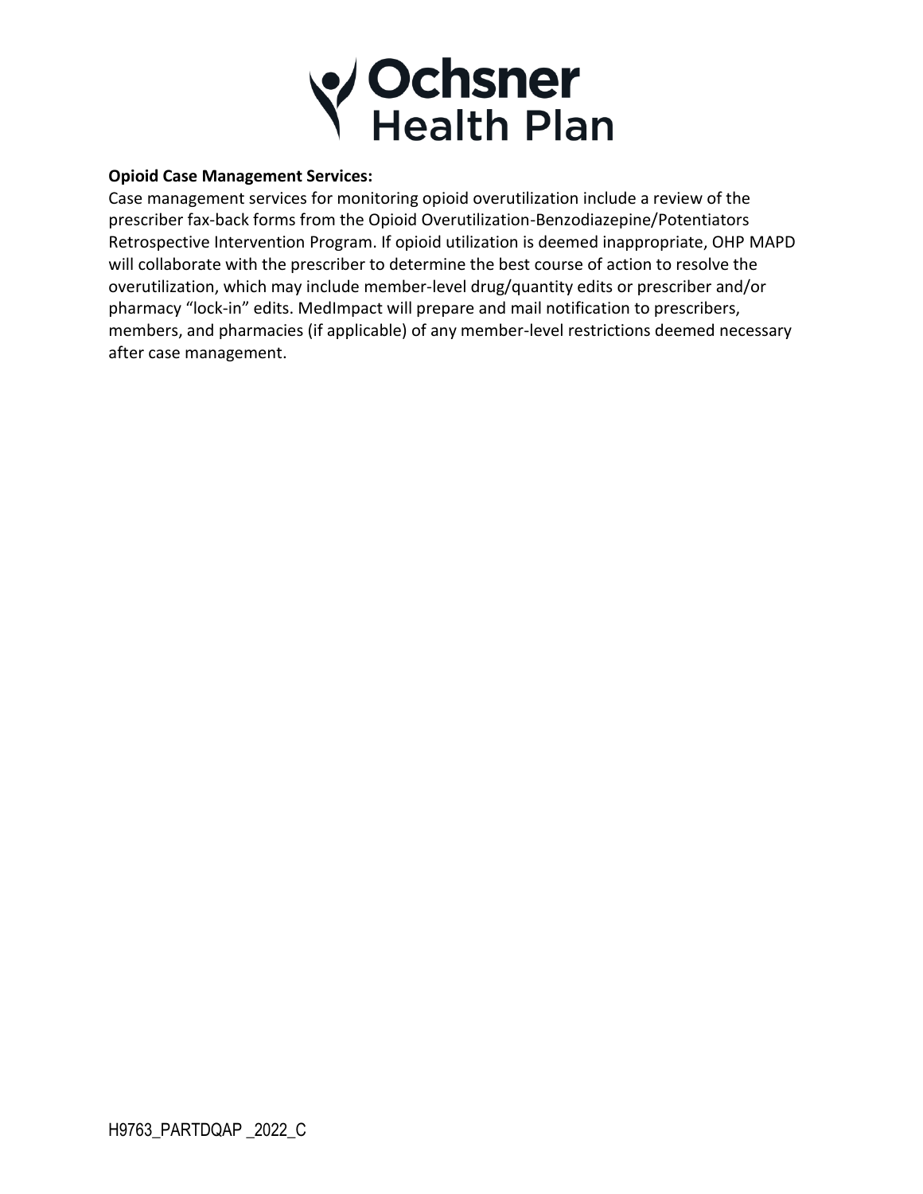**Opioid Case Management Services:**

Case management services for monitoring opioid overutilization include a review of the prescriber fax-back forms from the Opioid Overutilization-Benzodiazepine/Potentiators Retrospective Intervention Program. If opioid utilization is deemed inappropriate, OHP MAPD will collaborate with the prescriber to determine the best course of action to resolve the overutilization, which may include member-level drug/quantity edits or prescriber and/or pharmacy "lock-in" edits. MedImpact will prepare and mail notification to prescribers, members, and pharmacies (if applicable) of any member-level restrictions deemed necessary after case management.